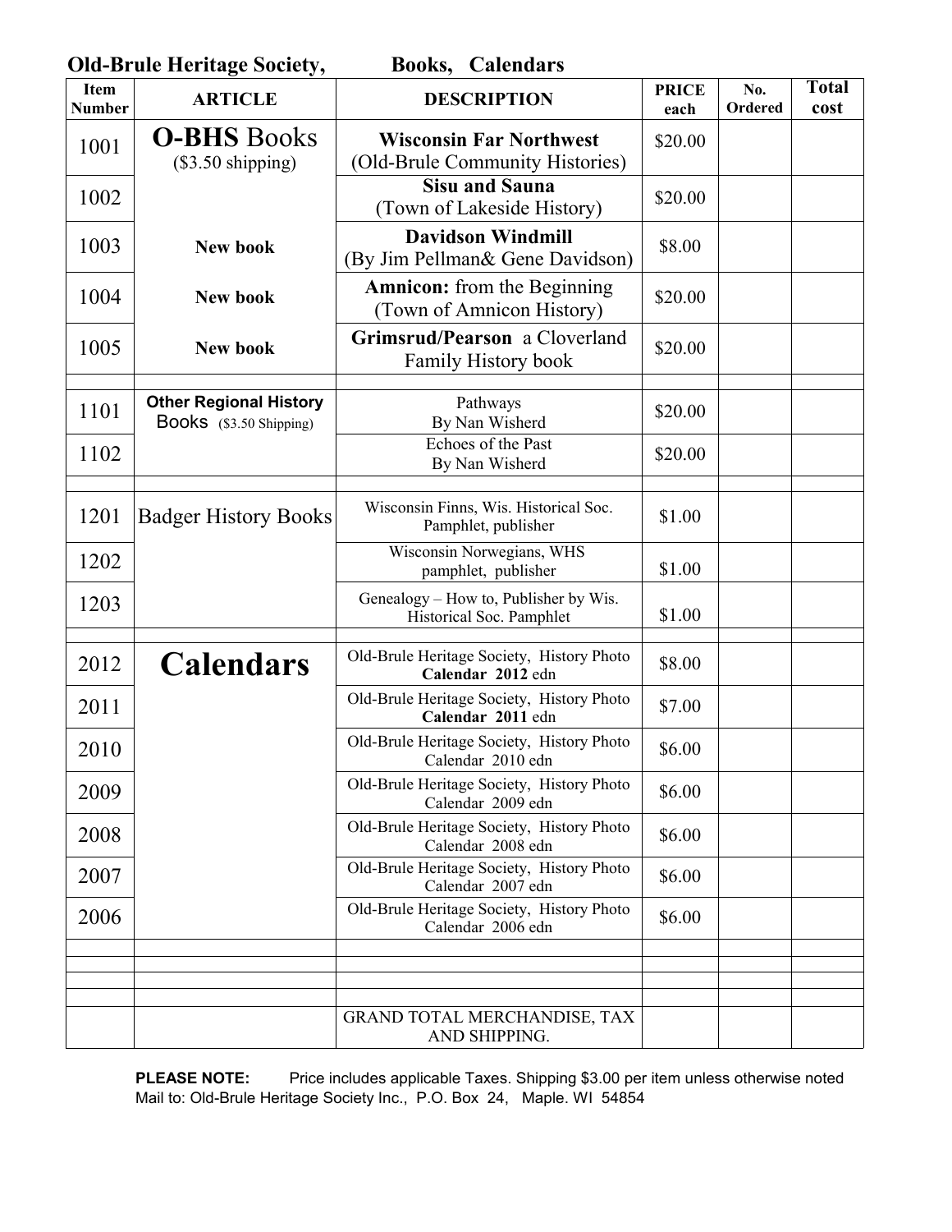## Old-Brule Heritage Society, Books, Calendars

| Item Number | ARTICLE | DESCRIPTION | PRICE each | No. Ordered | Total cost |
|---|---|---|---|---|---|
| 1001 | **O-BHS** Books ($3.50 shipping) | **Wisconsin Far Northwest** (Old-Brule Community Histories) | $20.00 | | |
| 1002 | | **Sisu and Sauna** (Town of Lakeside History) | $20.00 | | |
| 1003 | **New book** | **Davidson Windmill** (By Jim Pellman& Gene Davidson) | $8.00 | | |
| 1004 | **New book** | **Amnicon:** from the Beginning (Town of Amnicon History) | $20.00 | | |
| 1005 | **New book** | **Grimsrud/Pearson** a Cloverland Family History book | $20.00 | | |
| | | | | | |
| 1101 | **Other Regional History** Books ($3.50 Shipping) | Pathways By Nan Wisherd | $20.00 | | |
| 1102 | | Echoes of the Past By Nan Wisherd | $20.00 | | |
| | | | | | |
| 1201 | Badger History Books | Wisconsin Finns, Wis. Historical Soc. Pamphlet, publisher | $1.00 | | |
| 1202 | | Wisconsin Norwegians, WHS pamphlet, publisher | $1.00 | | |
| 1203 | | Genealogy – How to, Publisher by Wis. Historical Soc. Pamphlet | $1.00 | | |
| | | | | | |
| 2012 | **Calendars** | Old-Brule Heritage Society, History Photo **Calendar 2012** edn | $8.00 | | |
| 2011 | | Old-Brule Heritage Society, History Photo **Calendar 2011** edn | $7.00 | | |
| 2010 | | Old-Brule Heritage Society, History Photo Calendar 2010 edn | $6.00 | | |
| 2009 | | Old-Brule Heritage Society, History Photo Calendar 2009 edn | $6.00 | | |
| 2008 | | Old-Brule Heritage Society, History Photo Calendar 2008 edn | $6.00 | | |
| 2007 | | Old-Brule Heritage Society, History Photo Calendar 2007 edn | $6.00 | | |
| 2006 | | Old-Brule Heritage Society, History Photo Calendar 2006 edn | $6.00 | | |
| | | | | | |
| | | | | | |
| | | | | | |
| | | | | | |
| | | GRAND TOTAL MERCHANDISE, TAX AND SHIPPING. | | | |

**PLEASE NOTE:** Price includes applicable Taxes. Shipping $3.00 per item unless otherwise noted
Mail to: Old-Brule Heritage Society Inc., P.O. Box 24, Maple. WI 54854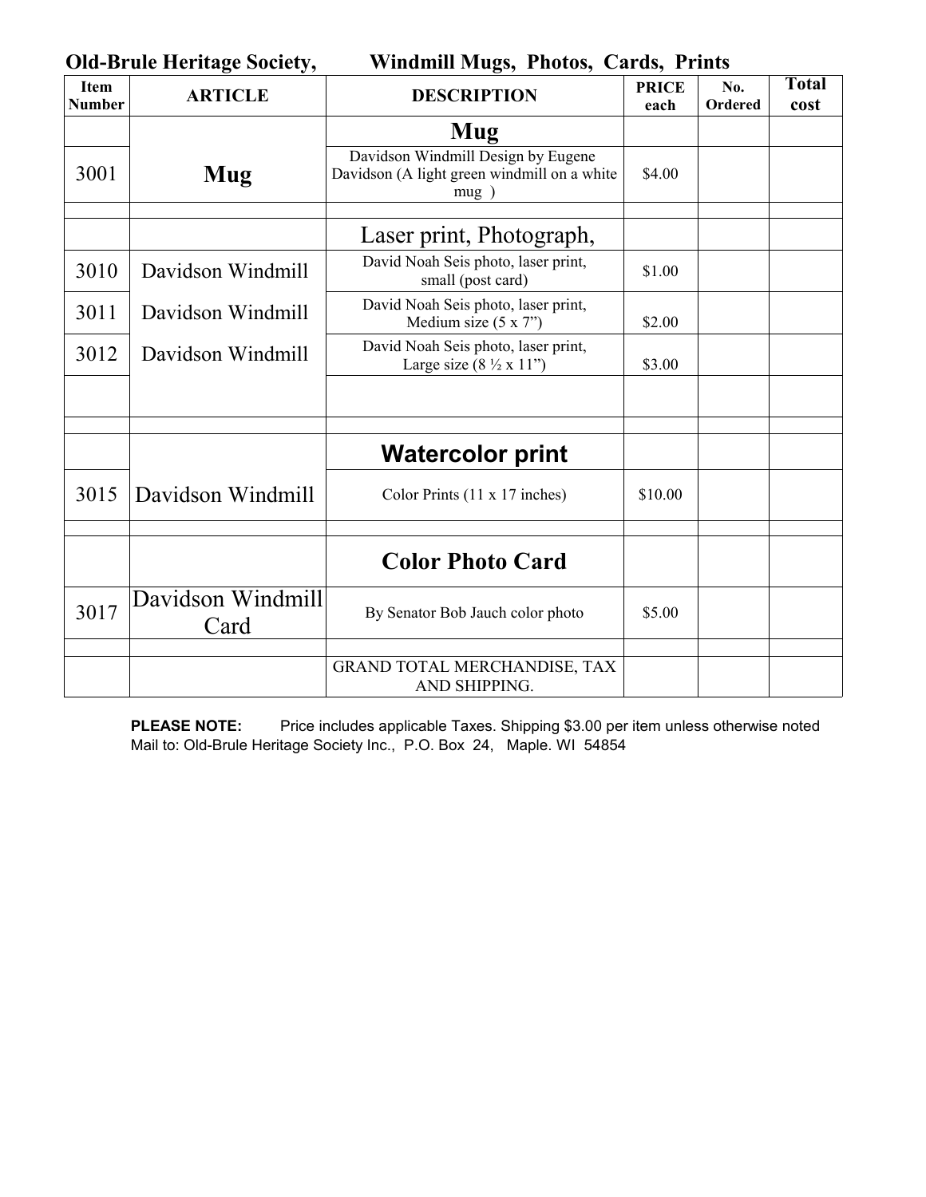**Old-Brule Heritage Society, Windmill Mugs, Photos, Cards, Prints**

| Item Number | ARTICLE | DESCRIPTION | PRICE each | No. Ordered | Total cost |
|---|---|---|---|---|---|
| | | **Mug** | | | |
| 3001 | **Mug** | Davidson Windmill Design by Eugene Davidson (A light green windmill on a white mug ) | $4.00 | | |
| | | | | | |
| | | Laser print, Photograph, | | | |
| 3010 | Davidson Windmill | David Noah Seis photo, laser print, small (post card) | $1.00 | | |
| 3011 | Davidson Windmill | David Noah Seis photo, laser print, Medium size (5 x 7”) | $2.00 | | |
| 3012 | Davidson Windmill | David Noah Seis photo, laser print, Large size (8 ½ x 11”) | $3.00 | | |
| | | | | | |
| | | | | | |
| | | **Watercolor print** | | | |
| 3015 | Davidson Windmill | Color Prints (11 x 17 inches) | $10.00 | | |
| | | | | | |
| | | **Color Photo Card** | | | |
| 3017 | Davidson Windmill Card | By Senator Bob Jauch color photo | $5.00 | | |
| | | | | | |
| | | GRAND TOTAL MERCHANDISE, TAX AND SHIPPING. | | | |

**PLEASE NOTE:** Price includes applicable Taxes. Shipping $3.00 per item unless otherwise noted
Mail to: Old-Brule Heritage Society Inc., P.O. Box 24, Maple. WI 54854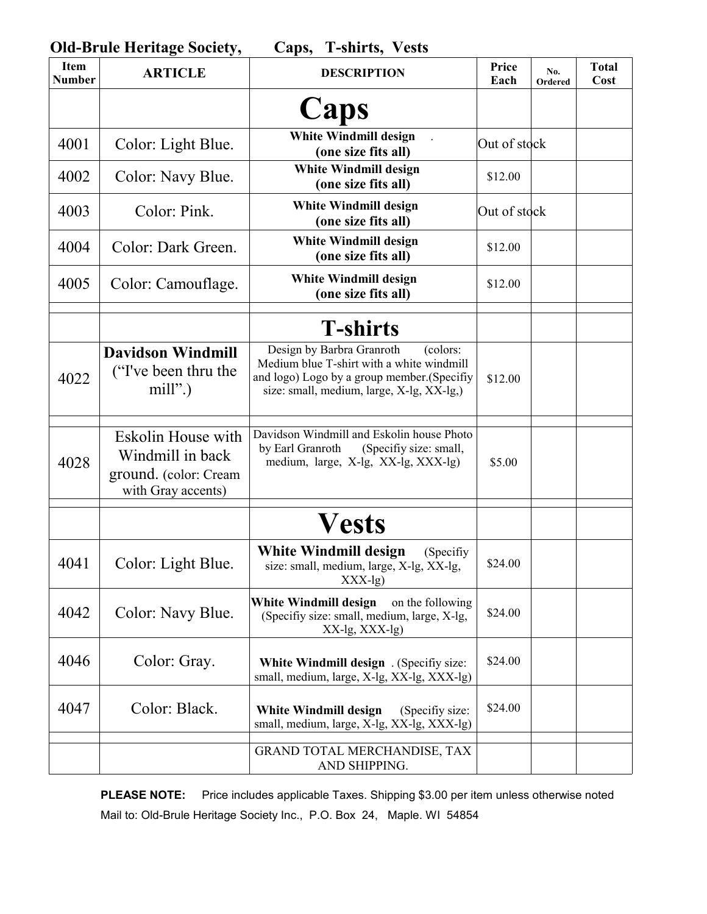## Old-Brule Heritage Society, Caps, T-shirts, Vests

| Item Number | ARTICLE | DESCRIPTION | Price Each | No. Ordered | Total Cost |
|---|---|---|---|---|---|
| | | **Caps** | | | |
| 4001 | Color: Light Blue. | **White Windmill design** . **(one size fits all)** | Out of stock | | |
| 4002 | Color: Navy Blue. | **White Windmill design (one size fits all)** | $12.00 | | |
| 4003 | Color: Pink. | **White Windmill design (one size fits all)** | Out of stock | | |
| 4004 | Color: Dark Green. | **White Windmill design (one size fits all)** | $12.00 | | |
| 4005 | Color: Camouflage. | **White Windmill design (one size fits all)** | $12.00 | | |
| | | | | | |
| | | **T-shirts** | | | |
| 4022 | **Davidson Windmill** ("I've been thru the mill".) | Design by Barbra Granroth (colors: Medium blue T-shirt with a white windmill and logo) Logo by a group member.(Specifiy size: small, medium, large, X-lg, XX-lg,) | $12.00 | | |
| | | | | | |
| 4028 | Eskolin House with Windmill in back ground. (color: Cream with Gray accents) | Davidson Windmill and Eskolin house Photo by Earl Granroth (Specifiy size: small, medium, large, X-lg, XX-lg, XXX-lg) | $5.00 | | |
| | | | | | |
| | | **Vests** | | | |
| 4041 | Color: Light Blue. | **White Windmill design** (Specifiy size: small, medium, large, X-lg, XX-lg, XXX-lg) | $24.00 | | |
| 4042 | Color: Navy Blue. | **White Windmill design** on the following (Specifiy size: small, medium, large, X-lg, XX-lg, XXX-lg) | $24.00 | | |
| 4046 | Color: Gray. | **White Windmill design** . (Specifiy size: small, medium, large, X-lg, XX-lg, XXX-lg) | $24.00 | | |
| 4047 | Color: Black. | **White Windmill design** (Specifiy size: small, medium, large, X-lg, XX-lg, XXX-lg) | $24.00 | | |
| | | | | | |
| | | GRAND TOTAL MERCHANDISE, TAX AND SHIPPING. | | | |

**PLEASE NOTE:** Price includes applicable Taxes. Shipping $3.00 per item unless otherwise noted

Mail to: Old-Brule Heritage Society Inc., P.O. Box 24, Maple. WI 54854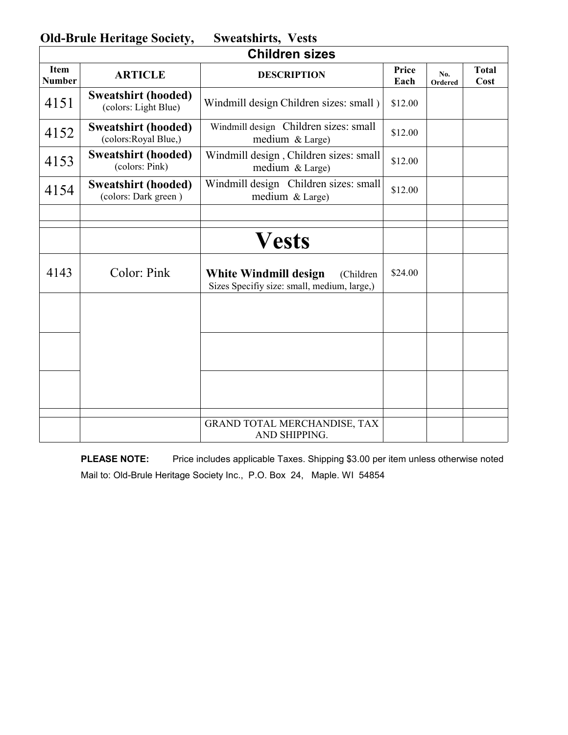**Old-Brule Heritage Society, Sweatshirts, Vests**

| Children sizes | | | | | |
|---|---|---|---|---|---|
| **Item Number** | **ARTICLE** | **DESCRIPTION** | **Price Each** | **No. Ordered** | **Total Cost** |
| 4151 | **Sweatshirt (hooded)** (colors: Light Blue) | Windmill design Children sizes: small ) | $12.00 | | |
| 4152 | **Sweatshirt (hooded)** (colors:Royal Blue,) | Windmill design Children sizes: small medium & Large) | $12.00 | | |
| 4153 | **Sweatshirt (hooded)** (colors: Pink) | Windmill design , Children sizes: small medium & Large) | $12.00 | | |
| 4154 | **Sweatshirt (hooded)** (colors: Dark green ) | Windmill design Children sizes: small medium & Large) | $12.00 | | |
| | | | | | |
| | | | | | |
| | | **Vests** | | | |
| 4143 | Color: Pink | **White Windmill design** (Children Sizes Specifiy size: small, medium, large,) | $24.00 | | |
| | | | | | |
| | | | | | |
| | | | | | |
| | | | | | |
| | | GRAND TOTAL MERCHANDISE, TAX AND SHIPPING. | | | |

**PLEASE NOTE:** Price includes applicable Taxes. Shipping $3.00 per item unless otherwise noted

Mail to: Old-Brule Heritage Society Inc., P.O. Box 24, Maple. WI 54854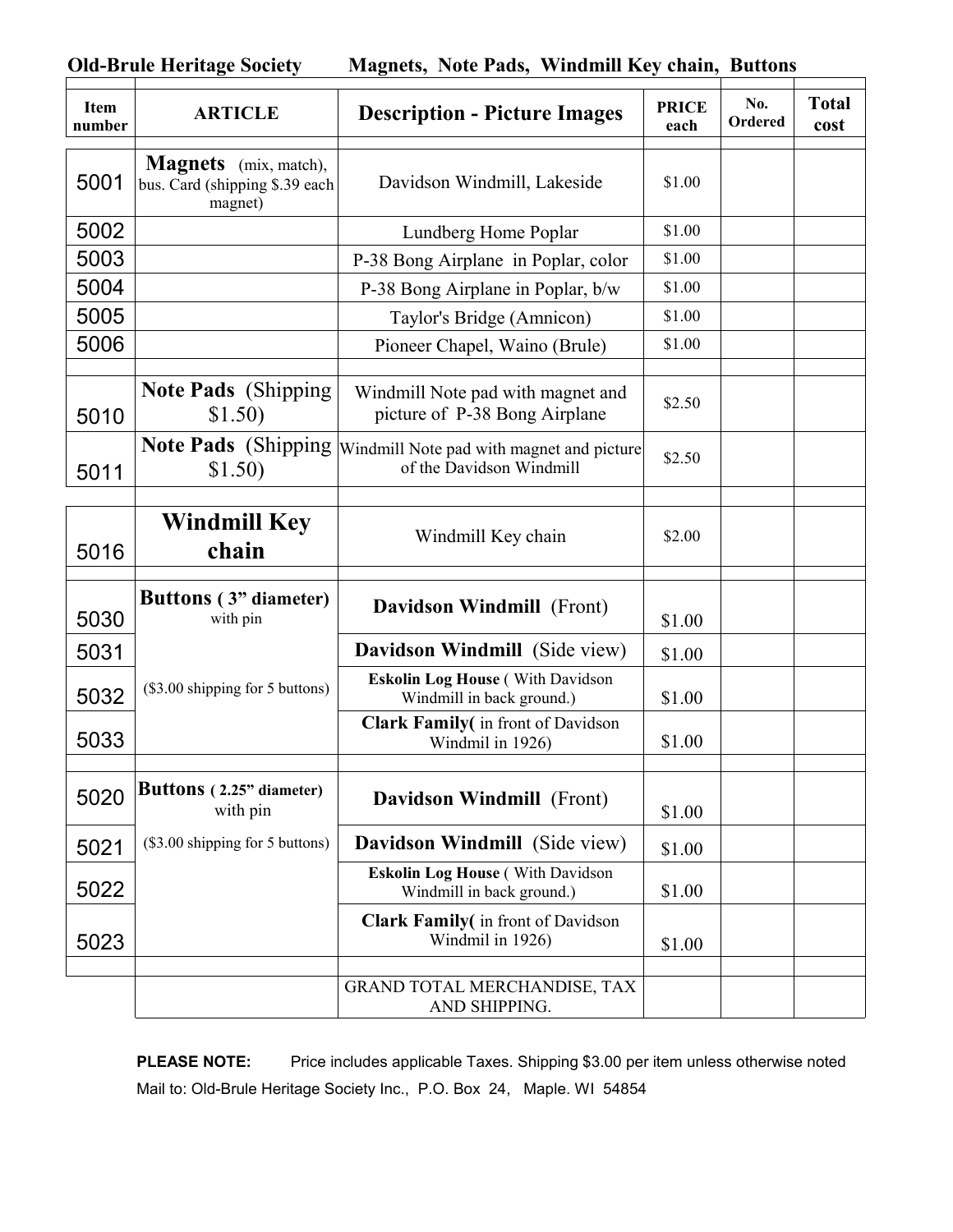**Old-Brule Heritage Society    Magnets, Note Pads, Windmill Key chain, Buttons**

| Item number | ARTICLE | Description - Picture Images | PRICE each | No. Ordered | Total cost |
|---|---|---|---|---|---|
| | | | | | |
| 5001 | **Magnets** (mix, match), bus. Card (shipping $.39 each magnet) | Davidson Windmill, Lakeside | $1.00 | | |
| 5002 | | Lundberg Home Poplar | $1.00 | | |
| 5003 | | P-38 Bong Airplane in Poplar, color | $1.00 | | |
| 5004 | | P-38 Bong Airplane in Poplar, b/w | $1.00 | | |
| 5005 | | Taylor's Bridge (Amnicon) | $1.00 | | |
| 5006 | | Pioneer Chapel, Waino (Brule) | $1.00 | | |
| | | | | | |
| 5010 | **Note Pads** (Shipping $1.50) | Windmill Note pad with magnet and picture of P-38 Bong Airplane | $2.50 | | |
| 5011 | **Note Pads** (Shipping $1.50) | Windmill Note pad with magnet and picture of the Davidson Windmill | $2.50 | | |
| | | | | | |
| 5016 | **Windmill Key chain** | Windmill Key chain | $2.00 | | |
| | | | | | |
| 5030 | **Buttons ( 3" diameter)** with pin | **Davidson Windmill** (Front) | $1.00 | | |
| 5031 | | **Davidson Windmill** (Side view) | $1.00 | | |
| 5032 | ($3.00 shipping for 5 buttons) | **Eskolin Log House** ( With Davidson Windmill in back ground.) | $1.00 | | |
| 5033 | | **Clark Family(** in front of Davidson Windmil in 1926) | $1.00 | | |
| | | | | | |
| 5020 | **Buttons ( 2.25" diameter)** with pin | **Davidson Windmill** (Front) | $1.00 | | |
| 5021 | ($3.00 shipping for 5 buttons) | **Davidson Windmill** (Side view) | $1.00 | | |
| 5022 | | **Eskolin Log House** ( With Davidson Windmill in back ground.) | $1.00 | | |
| 5023 | | **Clark Family(** in front of Davidson Windmil in 1926) | $1.00 | | |
| | | | | | |
| | | GRAND TOTAL MERCHANDISE, TAX AND SHIPPING. | | | |

**PLEASE NOTE:** Price includes applicable Taxes. Shipping $3.00 per item unless otherwise noted

Mail to: Old-Brule Heritage Society Inc., P.O. Box 24, Maple. WI 54854